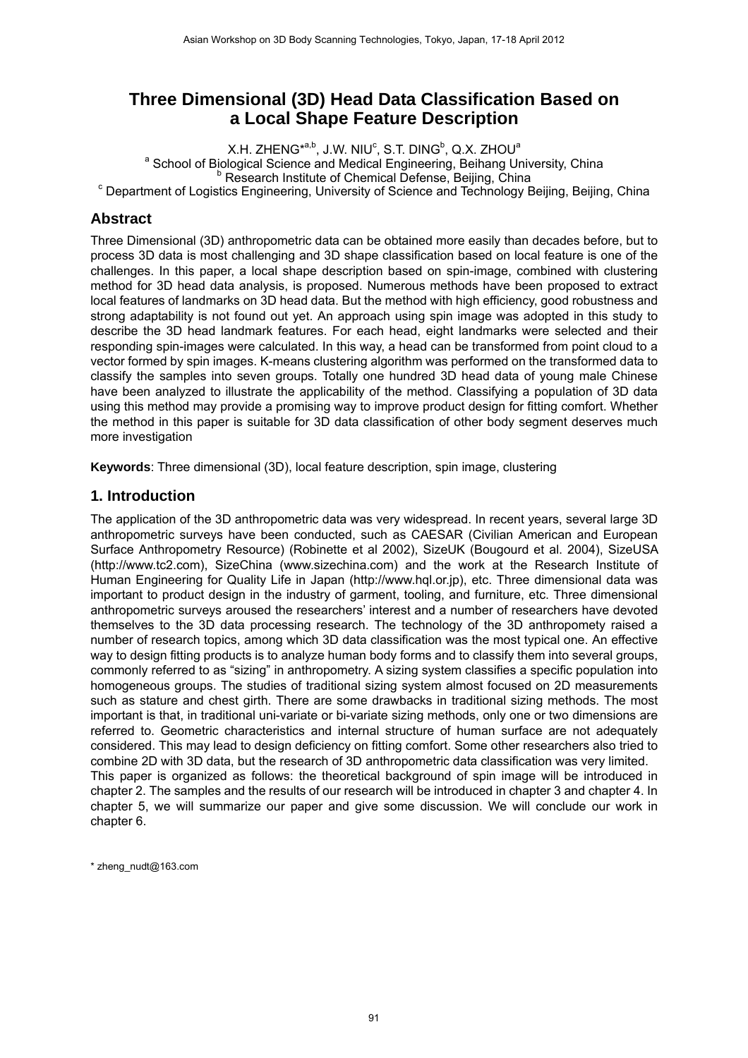# Three Dimensional (3D) Head Data Classification Based on a Local Shape Feature Description

X.H. ZHENG*[a,b], J.W. NIU[c], S.T. DING[b], Q.X. ZHOU[a]

[a] School of Biological Science and Medical Engineering, Beihang University, China
[b] Research Institute of Chemical Defense, Beijing, China
[c] Department of Logistics Engineering, University of Science and Technology Beijing, Beijing, China

## Abstract

Three Dimensional (3D) anthropometric data can be obtained more easily than decades before, but to process 3D data is most challenging and 3D shape classification based on local feature is one of the challenges. In this paper, a local shape description based on spin-image, combined with clustering method for 3D head data analysis, is proposed. Numerous methods have been proposed to extract local features of landmarks on 3D head data. But the method with high efficiency, good robustness and strong adaptability is not found out yet. An approach using spin image was adopted in this study to describe the 3D head landmark features. For each head, eight landmarks were selected and their responding spin-images were calculated. In this way, a head can be transformed from point cloud to a vector formed by spin images. K-means clustering algorithm was performed on the transformed data to classify the samples into seven groups. Totally one hundred 3D head data of young male Chinese have been analyzed to illustrate the applicability of the method. Classifying a population of 3D data using this method may provide a promising way to improve product design for fitting comfort. Whether the method in this paper is suitable for 3D data classification of other body segment deserves much more investigation

**Keywords**: Three dimensional (3D), local feature description, spin image, clustering

## 1. Introduction

The application of the 3D anthropometric data was very widespread. In recent years, several large 3D anthropometric surveys have been conducted, such as CAESAR (Civilian American and European Surface Anthropometry Resource) (Robinette et al 2002), SizeUK (Bougourd et al. 2004), SizeUSA (http://www.tc2.com), SizeChina (www.sizechina.com) and the work at the Research Institute of Human Engineering for Quality Life in Japan (http://www.hql.or.jp), etc. Three dimensional data was important to product design in the industry of garment, tooling, and furniture, etc. Three dimensional anthropometric surveys aroused the researchers' interest and a number of researchers have devoted themselves to the 3D data processing research. The technology of the 3D anthropomety raised a number of research topics, among which 3D data classification was the most typical one. An effective way to design fitting products is to analyze human body forms and to classify them into several groups, commonly referred to as "sizing" in anthropometry. A sizing system classifies a specific population into homogeneous groups. The studies of traditional sizing system almost focused on 2D measurements such as stature and chest girth. There are some drawbacks in traditional sizing methods. The most important is that, in traditional uni-variate or bi-variate sizing methods, only one or two dimensions are referred to. Geometric characteristics and internal structure of human surface are not adequately considered. This may lead to design deficiency on fitting comfort. Some other researchers also tried to combine 2D with 3D data, but the research of 3D anthropometric data classification was very limited.

This paper is organized as follows: the theoretical background of spin image will be introduced in chapter 2. The samples and the results of our research will be introduced in chapter 3 and chapter 4. In chapter 5, we will summarize our paper and give some discussion. We will conclude our work in chapter 6.

* zheng_nudt@163.com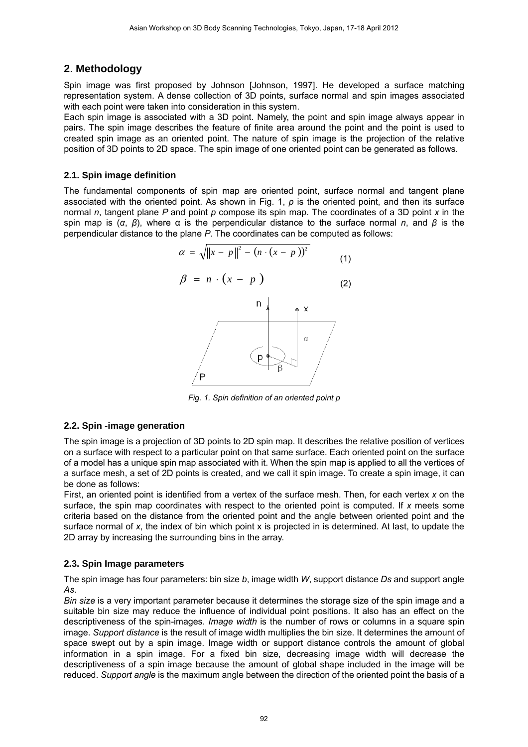## 2. Methodology

Spin image was first proposed by Johnson [Johnson, 1997]. He developed a surface matching representation system. A dense collection of 3D points, surface normal and spin images associated with each point were taken into consideration in this system.

Each spin image is associated with a 3D point. Namely, the point and spin image always appear in pairs. The spin image describes the feature of finite area around the point and the point is used to created spin image as an oriented point. The nature of spin image is the projection of the relative position of 3D points to 2D space. The spin image of one oriented point can be generated as follows.

### 2.1. Spin image definition

The fundamental components of spin map are oriented point, surface normal and tangent plane associated with the oriented point. As shown in Fig. 1, $p$ is the oriented point, and then its surface normal $n$, tangent plane $P$ and point $p$ compose its spin map. The coordinates of a 3D point $x$ in the spin map is ($\alpha$, $\beta$), where $\alpha$ is the perpendicular distance to the surface normal $n$, and $\beta$ is the perpendicular distance to the plane $P$. The coordinates can be computed as follows:

$$\alpha = \sqrt{\|x - p\|^2 - (n \cdot (x - p))^2} \tag{1}$$

$$\beta = n \cdot (x - p) \tag{2}$$

*Fig. 1. Spin definition of an oriented point p*

### 2.2. Spin -image generation

The spin image is a projection of 3D points to 2D spin map. It describes the relative position of vertices on a surface with respect to a particular point on that same surface. Each oriented point on the surface of a model has a unique spin map associated with it. When the spin map is applied to all the vertices of a surface mesh, a set of 2D points is created, and we call it spin image. To create a spin image, it can be done as follows:

First, an oriented point is identified from a vertex of the surface mesh. Then, for each vertex $x$ on the surface, the spin map coordinates with respect to the oriented point is computed. If $x$ meets some criteria based on the distance from the oriented point and the angle between oriented point and the surface normal of $x$, the index of bin which point x is projected in is determined. At last, to update the 2D array by increasing the surrounding bins in the array.

### 2.3. Spin Image parameters

The spin image has four parameters: bin size $b$, image width $W$, support distance $Ds$ and support angle $As$.

*Bin size* is a very important parameter because it determines the storage size of the spin image and a suitable bin size may reduce the influence of individual point positions. It also has an effect on the descriptiveness of the spin-images. *Image width* is the number of rows or columns in a square spin image. *Support distance* is the result of image width multiplies the bin size. It determines the amount of space swept out by a spin image. Image width or support distance controls the amount of global information in a spin image. For a fixed bin size, decreasing image width will decrease the descriptiveness of a spin image because the amount of global shape included in the image will be reduced. *Support angle* is the maximum angle between the direction of the oriented point the basis of a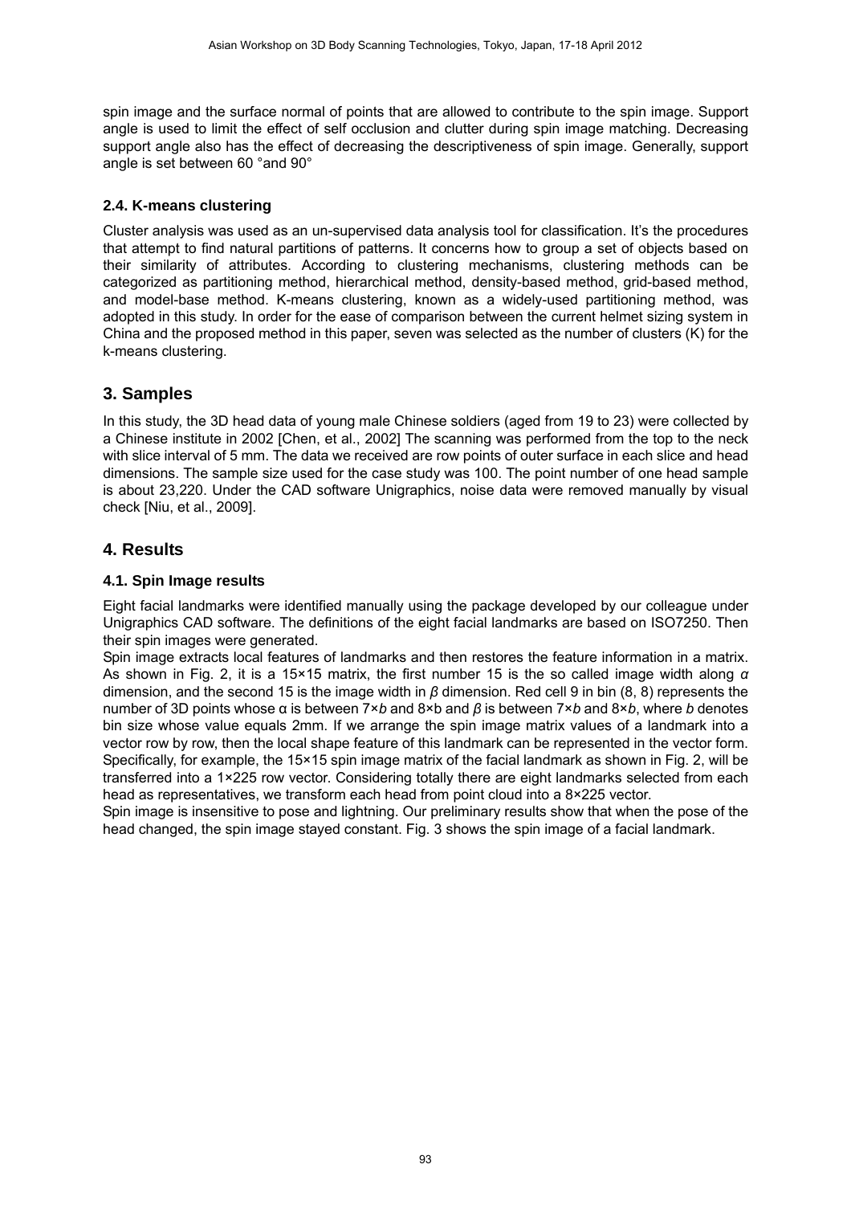spin image and the surface normal of points that are allowed to contribute to the spin image. Support angle is used to limit the effect of self occlusion and clutter during spin image matching. Decreasing support angle also has the effect of decreasing the descriptiveness of spin image. Generally, support angle is set between 60 °and 90°

### 2.4. K-means clustering

Cluster analysis was used as an un-supervised data analysis tool for classification. It's the procedures that attempt to find natural partitions of patterns. It concerns how to group a set of objects based on their similarity of attributes. According to clustering mechanisms, clustering methods can be categorized as partitioning method, hierarchical method, density-based method, grid-based method, and model-base method. K-means clustering, known as a widely-used partitioning method, was adopted in this study. In order for the ease of comparison between the current helmet sizing system in China and the proposed method in this paper, seven was selected as the number of clusters (K) for the k-means clustering.

## 3. Samples

In this study, the 3D head data of young male Chinese soldiers (aged from 19 to 23) were collected by a Chinese institute in 2002 [Chen, et al., 2002] The scanning was performed from the top to the neck with slice interval of 5 mm. The data we received are row points of outer surface in each slice and head dimensions. The sample size used for the case study was 100. The point number of one head sample is about 23,220. Under the CAD software Unigraphics, noise data were removed manually by visual check [Niu, et al., 2009].

## 4. Results

### 4.1. Spin Image results

Eight facial landmarks were identified manually using the package developed by our colleague under Unigraphics CAD software. The definitions of the eight facial landmarks are based on ISO7250. Then their spin images were generated.

Spin image extracts local features of landmarks and then restores the feature information in a matrix. As shown in Fig. 2, it is a 15×15 matrix, the first number 15 is the so called image width along $\alpha$ dimension, and the second 15 is the image width in $\beta$ dimension. Red cell 9 in bin (8, 8) represents the number of 3D points whose $\alpha$ is between $7\times b$ and $8\times b$ and $\beta$ is between $7\times b$ and $8\times b$, where $b$ denotes bin size whose value equals 2mm. If we arrange the spin image matrix values of a landmark into a vector row by row, then the local shape feature of this landmark can be represented in the vector form. Specifically, for example, the 15×15 spin image matrix of the facial landmark as shown in Fig. 2, will be transferred into a 1×225 row vector. Considering totally there are eight landmarks selected from each head as representatives, we transform each head from point cloud into a 8×225 vector.

Spin image is insensitive to pose and lightning. Our preliminary results show that when the pose of the head changed, the spin image stayed constant. Fig. 3 shows the spin image of a facial landmark.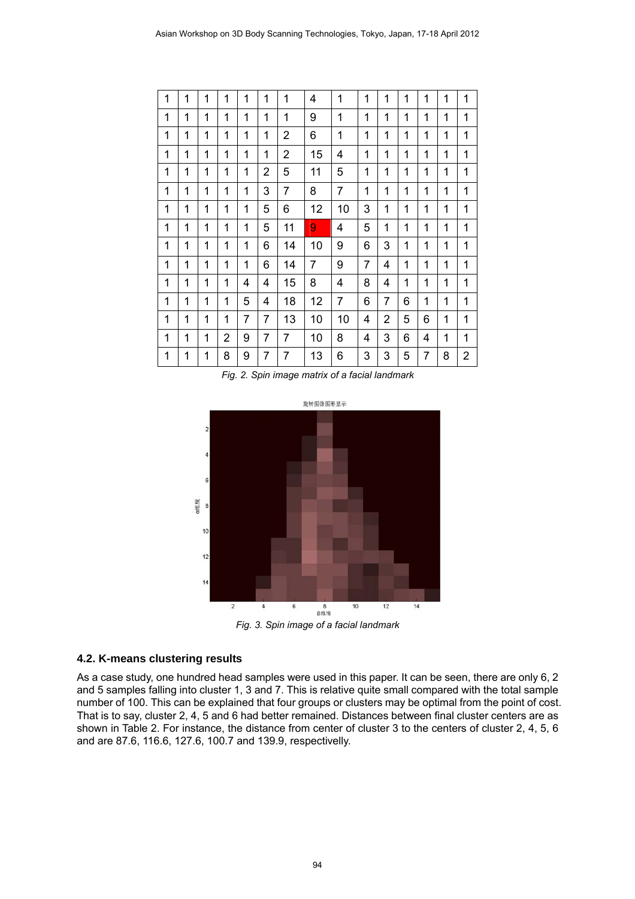| 1 | 1 | 1 | 1 | 1 | 1 | 1 | 4 | 1 | 1 | 1 | 1 | 1 | 1 | 1 |
|---|---|---|---|---|---|---|---|---|---|---|---|---|---|---|
| 1 | 1 | 1 | 1 | 1 | 1 | 1 | 9 | 1 | 1 | 1 | 1 | 1 | 1 | 1 |
| 1 | 1 | 1 | 1 | 1 | 1 | 2 | 6 | 1 | 1 | 1 | 1 | 1 | 1 | 1 |
| 1 | 1 | 1 | 1 | 1 | 1 | 2 | 15 | 4 | 1 | 1 | 1 | 1 | 1 | 1 |
| 1 | 1 | 1 | 1 | 1 | 2 | 5 | 11 | 5 | 1 | 1 | 1 | 1 | 1 | 1 |
| 1 | 1 | 1 | 1 | 1 | 3 | 7 | 8 | 7 | 1 | 1 | 1 | 1 | 1 | 1 |
| 1 | 1 | 1 | 1 | 1 | 5 | 6 | 12 | 10 | 3 | 1 | 1 | 1 | 1 | 1 |
| 1 | 1 | 1 | 1 | 1 | 5 | 11 | 9 | 4 | 5 | 1 | 1 | 1 | 1 | 1 |
| 1 | 1 | 1 | 1 | 1 | 6 | 14 | 10 | 9 | 6 | 3 | 1 | 1 | 1 | 1 |
| 1 | 1 | 1 | 1 | 1 | 6 | 14 | 7 | 9 | 7 | 4 | 1 | 1 | 1 | 1 |
| 1 | 1 | 1 | 1 | 4 | 4 | 15 | 8 | 4 | 8 | 4 | 1 | 1 | 1 | 1 |
| 1 | 1 | 1 | 1 | 5 | 4 | 18 | 12 | 7 | 6 | 7 | 6 | 1 | 1 | 1 |
| 1 | 1 | 1 | 1 | 7 | 7 | 13 | 10 | 10 | 4 | 2 | 5 | 6 | 1 | 1 |
| 1 | 1 | 1 | 2 | 9 | 7 | 7 | 10 | 8 | 4 | 3 | 6 | 4 | 1 | 1 |
| 1 | 1 | 1 | 8 | 9 | 7 | 7 | 13 | 6 | 3 | 3 | 5 | 7 | 8 | 2 |

*Fig. 2. Spin image matrix of a facial landmark*

*Fig. 3. Spin image of a facial landmark*

### 4.2. K-means clustering results

As a case study, one hundred head samples were used in this paper. It can be seen, there are only 6, 2 and 5 samples falling into cluster 1, 3 and 7. This is relative quite small compared with the total sample number of 100. This can be explained that four groups or clusters may be optimal from the point of cost. That is to say, cluster 2, 4, 5 and 6 had better remained. Distances between final cluster centers are as shown in Table 2. For instance, the distance from center of cluster 3 to the centers of cluster 2, 4, 5, 6 and are 87.6, 116.6, 127.6, 100.7 and 139.9, respectively.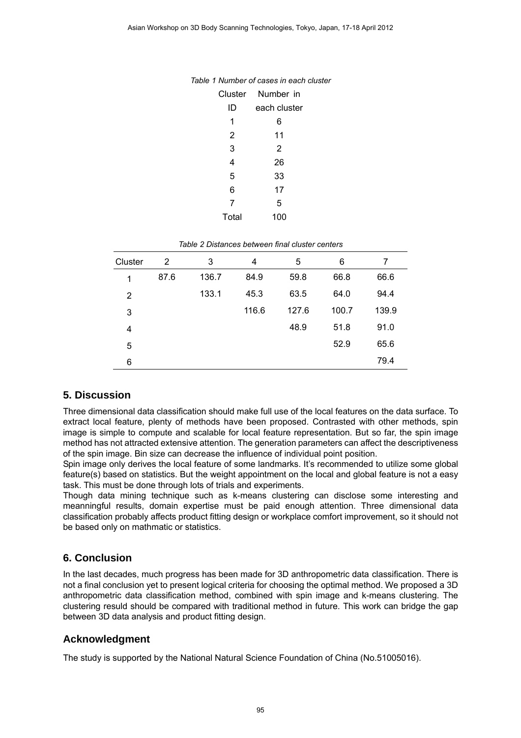*Table 1 Number of cases in each cluster*

| Cluster ID | Number in each cluster |
|---|---|
| 1 | 6 |
| 2 | 11 |
| 3 | 2 |
| 4 | 26 |
| 5 | 33 |
| 6 | 17 |
| 7 | 5 |
| Total | 100 |

*Table 2 Distances between final cluster centers*

| Cluster | 2 | 3 | 4 | 5 | 6 | 7 |
|---|---|---|---|---|---|---|
| 1 | 87.6 | 136.7 | 84.9 | 59.8 | 66.8 | 66.6 |
| 2 | | 133.1 | 45.3 | 63.5 | 64.0 | 94.4 |
| 3 | | | 116.6 | 127.6 | 100.7 | 139.9 |
| 4 | | | | 48.9 | 51.8 | 91.0 |
| 5 | | | | | 52.9 | 65.6 |
| 6 | | | | | | 79.4 |

## 5. Discussion

Three dimensional data classification should make full use of the local features on the data surface. To extract local feature, plenty of methods have been proposed. Contrasted with other methods, spin image is simple to compute and scalable for local feature representation. But so far, the spin image method has not attracted extensive attention. The generation parameters can affect the descriptiveness of the spin image. Bin size can decrease the influence of individual point position.

Spin image only derives the local feature of some landmarks. It's recommended to utilize some global feature(s) based on statistics. But the weight appointment on the local and global feature is not a easy task. This must be done through lots of trials and experiments.

Though data mining technique such as k-means clustering can disclose some interesting and meanningful results, domain expertise must be paid enough attention. Three dimensional data classification probably affects product fitting design or workplace comfort improvement, so it should not be based only on mathmatic or statistics.

## 6. Conclusion

In the last decades, much progress has been made for 3D anthropometric data classification. There is not a final conclusion yet to present logical criteria for choosing the optimal method. We proposed a 3D anthropometric data classification method, combined with spin image and k-means clustering. The clustering resuld should be compared with traditional method in future. This work can bridge the gap between 3D data analysis and product fitting design.

## Acknowledgment

The study is supported by the National Natural Science Foundation of China (No.51005016).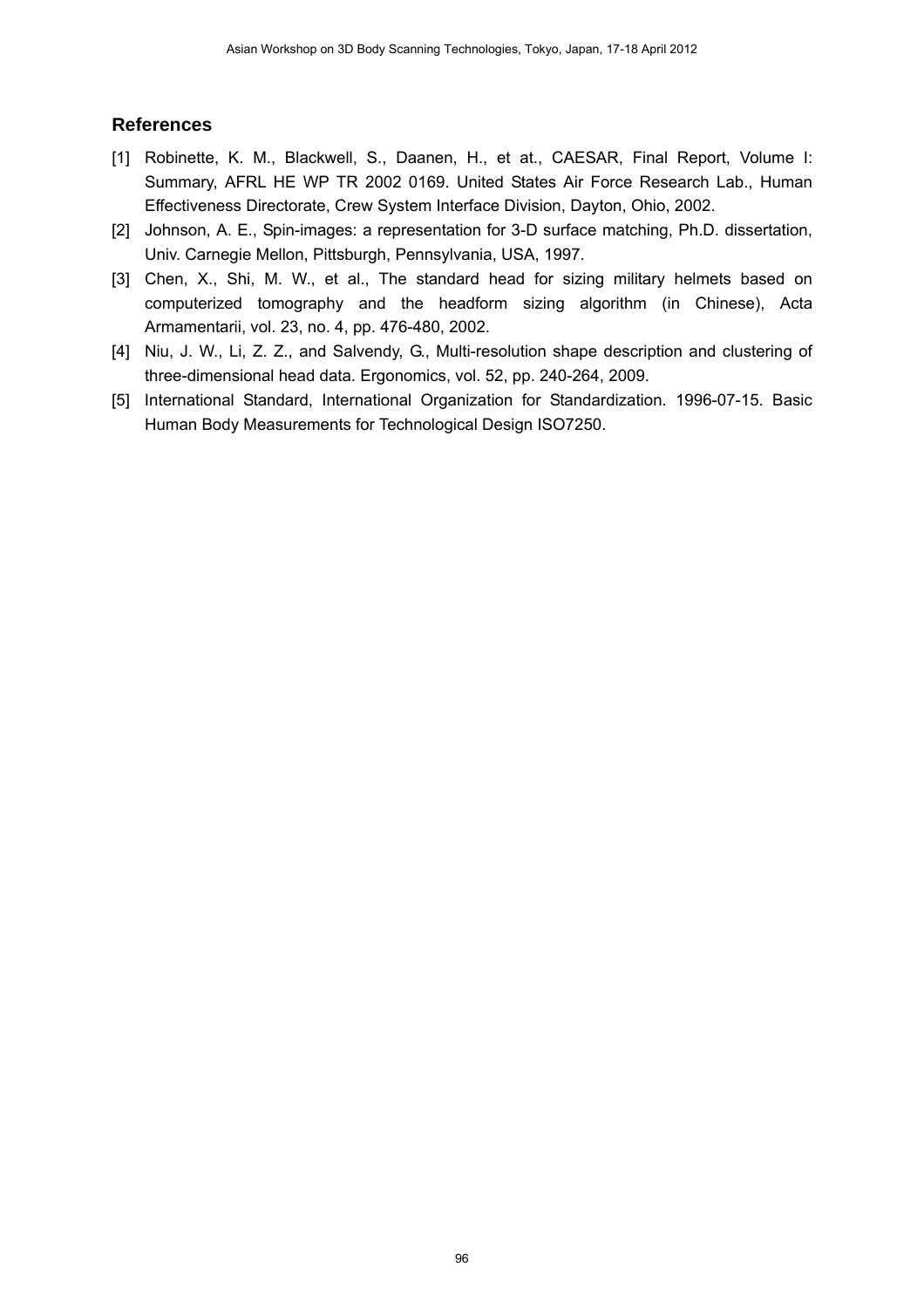## References

[1] Robinette, K. M., Blackwell, S., Daanen, H., et at., CAESAR, Final Report, Volume I: Summary, AFRL HE WP TR 2002 0169. United States Air Force Research Lab., Human Effectiveness Directorate, Crew System Interface Division, Dayton, Ohio, 2002.

[2] Johnson, A. E., Spin-images: a representation for 3-D surface matching, Ph.D. dissertation, Univ. Carnegie Mellon, Pittsburgh, Pennsylvania, USA, 1997.

[3] Chen, X., Shi, M. W., et al., The standard head for sizing military helmets based on computerized tomography and the headform sizing algorithm (in Chinese), Acta Armamentarii, vol. 23, no. 4, pp. 476-480, 2002.

[4] Niu, J. W., Li, Z. Z., and Salvendy, G., Multi-resolution shape description and clustering of three-dimensional head data. Ergonomics, vol. 52, pp. 240-264, 2009.

[5] International Standard, International Organization for Standardization. 1996-07-15. Basic Human Body Measurements for Technological Design ISO7250.